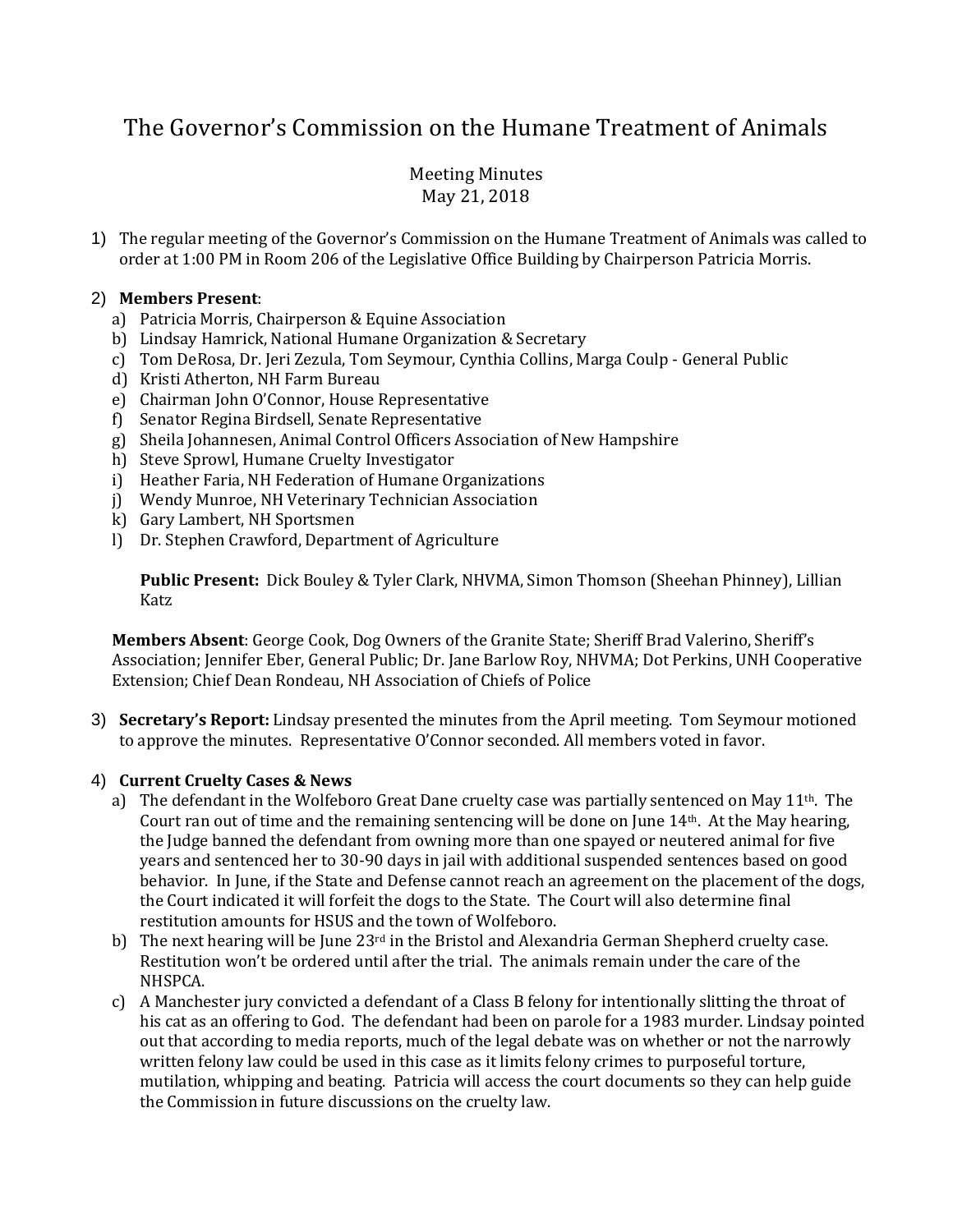# The Governor's Commission on the Humane Treatment of Animals

Meeting Minutes
May 21, 2018

1) The regular meeting of the Governor's Commission on the Humane Treatment of Animals was called to order at 1:00 PM in Room 206 of the Legislative Office Building by Chairperson Patricia Morris.

2) **Members Present**:
   a) Patricia Morris, Chairperson & Equine Association
   b) Lindsay Hamrick, National Humane Organization & Secretary
   c) Tom DeRosa, Dr. Jeri Zezula, Tom Seymour, Cynthia Collins, Marga Coulp - General Public
   d) Kristi Atherton, NH Farm Bureau
   e) Chairman John O'Connor, House Representative
   f) Senator Regina Birdsell, Senate Representative
   g) Sheila Johannesen, Animal Control Officers Association of New Hampshire
   h) Steve Sprowl, Humane Cruelty Investigator
   i) Heather Faria, NH Federation of Humane Organizations
   j) Wendy Munroe, NH Veterinary Technician Association
   k) Gary Lambert, NH Sportsmen
   l) Dr. Stephen Crawford, Department of Agriculture

   **Public Present:** Dick Bouley & Tyler Clark, NHVMA, Simon Thomson (Sheehan Phinney), Lillian Katz

   **Members Absent**: George Cook, Dog Owners of the Granite State; Sheriff Brad Valerino, Sheriff's Association; Jennifer Eber, General Public; Dr. Jane Barlow Roy, NHVMA; Dot Perkins, UNH Cooperative Extension; Chief Dean Rondeau, NH Association of Chiefs of Police

3) **Secretary's Report:** Lindsay presented the minutes from the April meeting. Tom Seymour motioned to approve the minutes. Representative O'Connor seconded. All members voted in favor.

4) **Current Cruelty Cases & News**
   a) The defendant in the Wolfeboro Great Dane cruelty case was partially sentenced on May 11th. The Court ran out of time and the remaining sentencing will be done on June 14th. At the May hearing, the Judge banned the defendant from owning more than one spayed or neutered animal for five years and sentenced her to 30-90 days in jail with additional suspended sentences based on good behavior. In June, if the State and Defense cannot reach an agreement on the placement of the dogs, the Court indicated it will forfeit the dogs to the State. The Court will also determine final restitution amounts for HSUS and the town of Wolfeboro.
   b) The next hearing will be June 23rd in the Bristol and Alexandria German Shepherd cruelty case. Restitution won't be ordered until after the trial. The animals remain under the care of the NHSPCA.
   c) A Manchester jury convicted a defendant of a Class B felony for intentionally slitting the throat of his cat as an offering to God. The defendant had been on parole for a 1983 murder. Lindsay pointed out that according to media reports, much of the legal debate was on whether or not the narrowly written felony law could be used in this case as it limits felony crimes to purposeful torture, mutilation, whipping and beating. Patricia will access the court documents so they can help guide the Commission in future discussions on the cruelty law.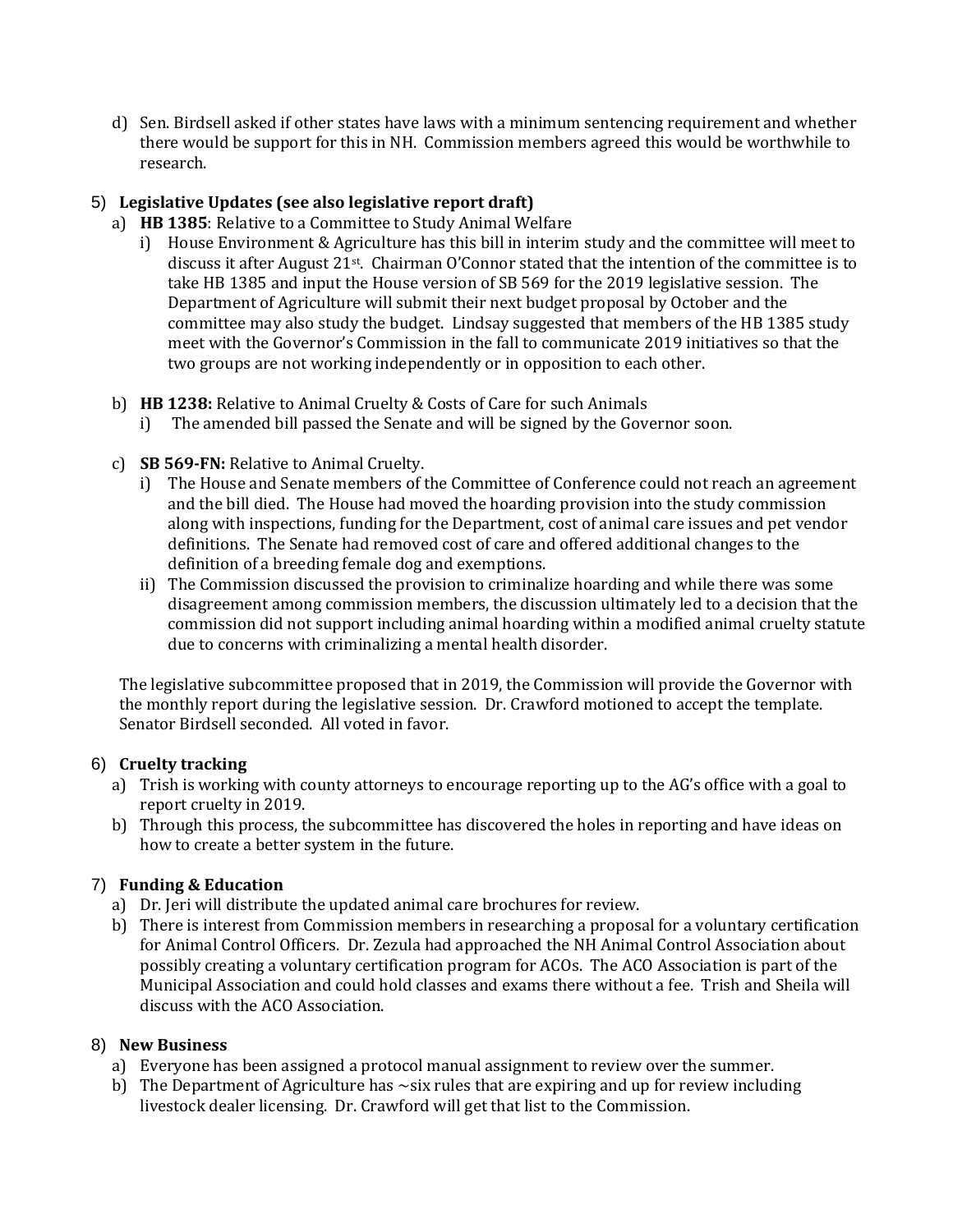d) Sen. Birdsell asked if other states have laws with a minimum sentencing requirement and whether there would be support for this in NH. Commission members agreed this would be worthwhile to research.

5) **Legislative Updates (see also legislative report draft)**

a) **HB 1385**: Relative to a Committee to Study Animal Welfare

i) House Environment & Agriculture has this bill in interim study and the committee will meet to discuss it after August 21st. Chairman O'Connor stated that the intention of the committee is to take HB 1385 and input the House version of SB 569 for the 2019 legislative session. The Department of Agriculture will submit their next budget proposal by October and the committee may also study the budget. Lindsay suggested that members of the HB 1385 study meet with the Governor's Commission in the fall to communicate 2019 initiatives so that the two groups are not working independently or in opposition to each other.

b) **HB 1238:** Relative to Animal Cruelty & Costs of Care for such Animals

i) The amended bill passed the Senate and will be signed by the Governor soon.

c) **SB 569-FN:** Relative to Animal Cruelty.

i) The House and Senate members of the Committee of Conference could not reach an agreement and the bill died. The House had moved the hoarding provision into the study commission along with inspections, funding for the Department, cost of animal care issues and pet vendor definitions. The Senate had removed cost of care and offered additional changes to the definition of a breeding female dog and exemptions.

ii) The Commission discussed the provision to criminalize hoarding and while there was some disagreement among commission members, the discussion ultimately led to a decision that the commission did not support including animal hoarding within a modified animal cruelty statute due to concerns with criminalizing a mental health disorder.

The legislative subcommittee proposed that in 2019, the Commission will provide the Governor with the monthly report during the legislative session. Dr. Crawford motioned to accept the template. Senator Birdsell seconded. All voted in favor.

6) **Cruelty tracking**

a) Trish is working with county attorneys to encourage reporting up to the AG's office with a goal to report cruelty in 2019.

b) Through this process, the subcommittee has discovered the holes in reporting and have ideas on how to create a better system in the future.

7) **Funding & Education**

a) Dr. Jeri will distribute the updated animal care brochures for review.

b) There is interest from Commission members in researching a proposal for a voluntary certification for Animal Control Officers. Dr. Zezula had approached the NH Animal Control Association about possibly creating a voluntary certification program for ACOs. The ACO Association is part of the Municipal Association and could hold classes and exams there without a fee. Trish and Sheila will discuss with the ACO Association.

8) **New Business**

a) Everyone has been assigned a protocol manual assignment to review over the summer.

b) The Department of Agriculture has ~six rules that are expiring and up for review including livestock dealer licensing. Dr. Crawford will get that list to the Commission.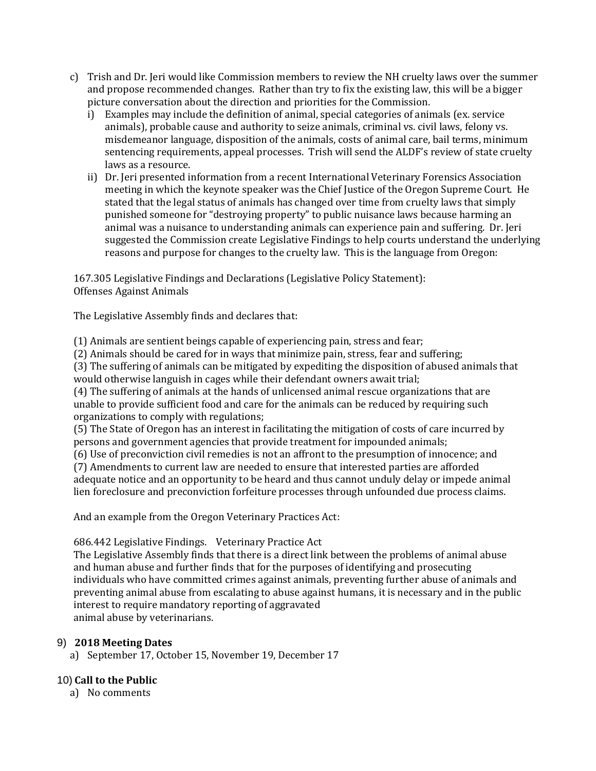c) Trish and Dr. Jeri would like Commission members to review the NH cruelty laws over the summer and propose recommended changes. Rather than try to fix the existing law, this will be a bigger picture conversation about the direction and priorities for the Commission.
   i) Examples may include the definition of animal, special categories of animals (ex. service animals), probable cause and authority to seize animals, criminal vs. civil laws, felony vs. misdemeanor language, disposition of the animals, costs of animal care, bail terms, minimum sentencing requirements, appeal processes. Trish will send the ALDF's review of state cruelty laws as a resource.
   ii) Dr. Jeri presented information from a recent International Veterinary Forensics Association meeting in which the keynote speaker was the Chief Justice of the Oregon Supreme Court. He stated that the legal status of animals has changed over time from cruelty laws that simply punished someone for "destroying property" to public nuisance laws because harming an animal was a nuisance to understanding animals can experience pain and suffering. Dr. Jeri suggested the Commission create Legislative Findings to help courts understand the underlying reasons and purpose for changes to the cruelty law. This is the language from Oregon:

167.305 Legislative Findings and Declarations (Legislative Policy Statement): Offenses Against Animals

The Legislative Assembly finds and declares that:

(1) Animals are sentient beings capable of experiencing pain, stress and fear;
(2) Animals should be cared for in ways that minimize pain, stress, fear and suffering;
(3) The suffering of animals can be mitigated by expediting the disposition of abused animals that would otherwise languish in cages while their defendant owners await trial;
(4) The suffering of animals at the hands of unlicensed animal rescue organizations that are unable to provide sufficient food and care for the animals can be reduced by requiring such organizations to comply with regulations;
(5) The State of Oregon has an interest in facilitating the mitigation of costs of care incurred by persons and government agencies that provide treatment for impounded animals;
(6) Use of preconviction civil remedies is not an affront to the presumption of innocence; and
(7) Amendments to current law are needed to ensure that interested parties are afforded adequate notice and an opportunity to be heard and thus cannot unduly delay or impede animal lien foreclosure and preconviction forfeiture processes through unfounded due process claims.

And an example from the Oregon Veterinary Practices Act:

686.442 Legislative Findings. Veterinary Practice Act
The Legislative Assembly finds that there is a direct link between the problems of animal abuse and human abuse and further finds that for the purposes of identifying and prosecuting individuals who have committed crimes against animals, preventing further abuse of animals and preventing animal abuse from escalating to abuse against humans, it is necessary and in the public interest to require mandatory reporting of aggravated animal abuse by veterinarians.

9) **2018 Meeting Dates**
   a) September 17, October 15, November 19, December 17

10) **Call to the Public**
   a) No comments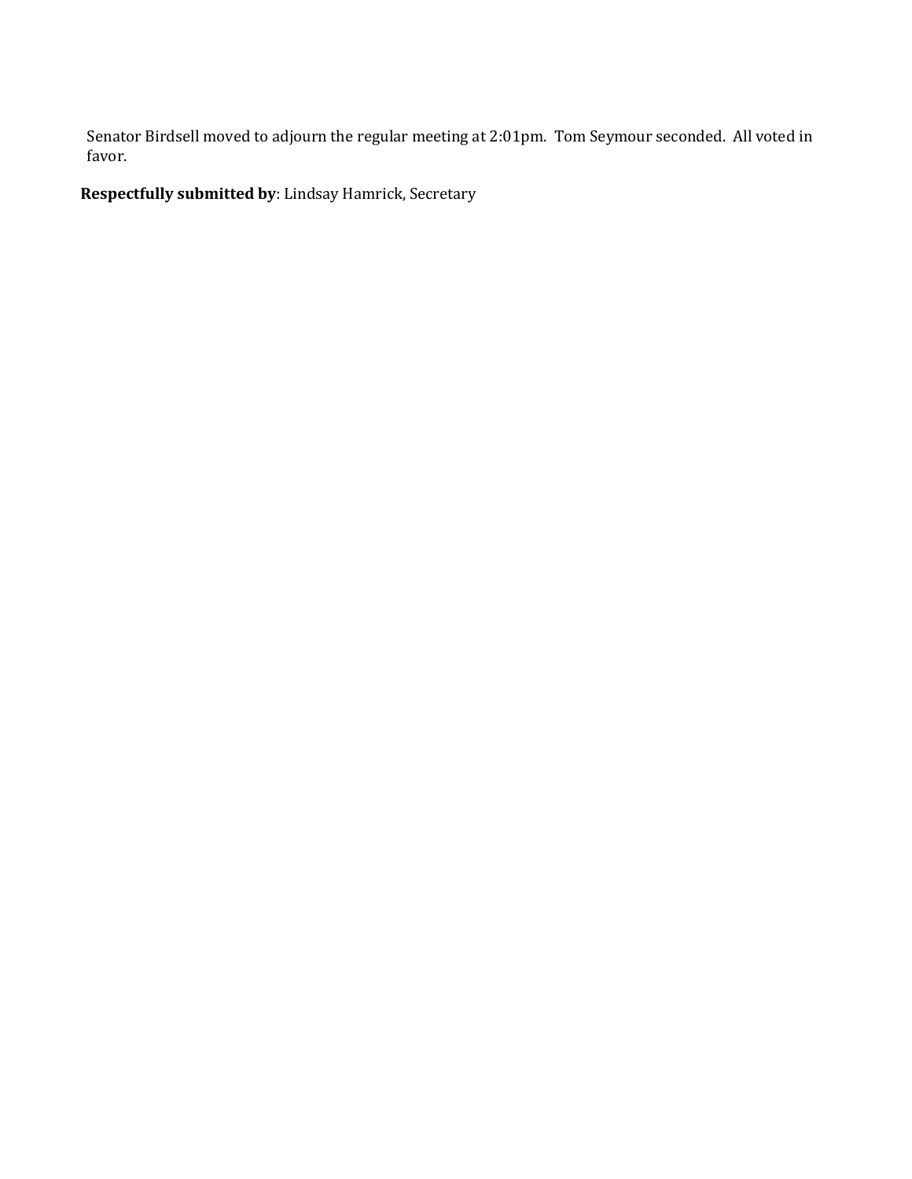Senator Birdsell moved to adjourn the regular meeting at 2:01pm. Tom Seymour seconded. All voted in favor.

**Respectfully submitted by**: Lindsay Hamrick, Secretary